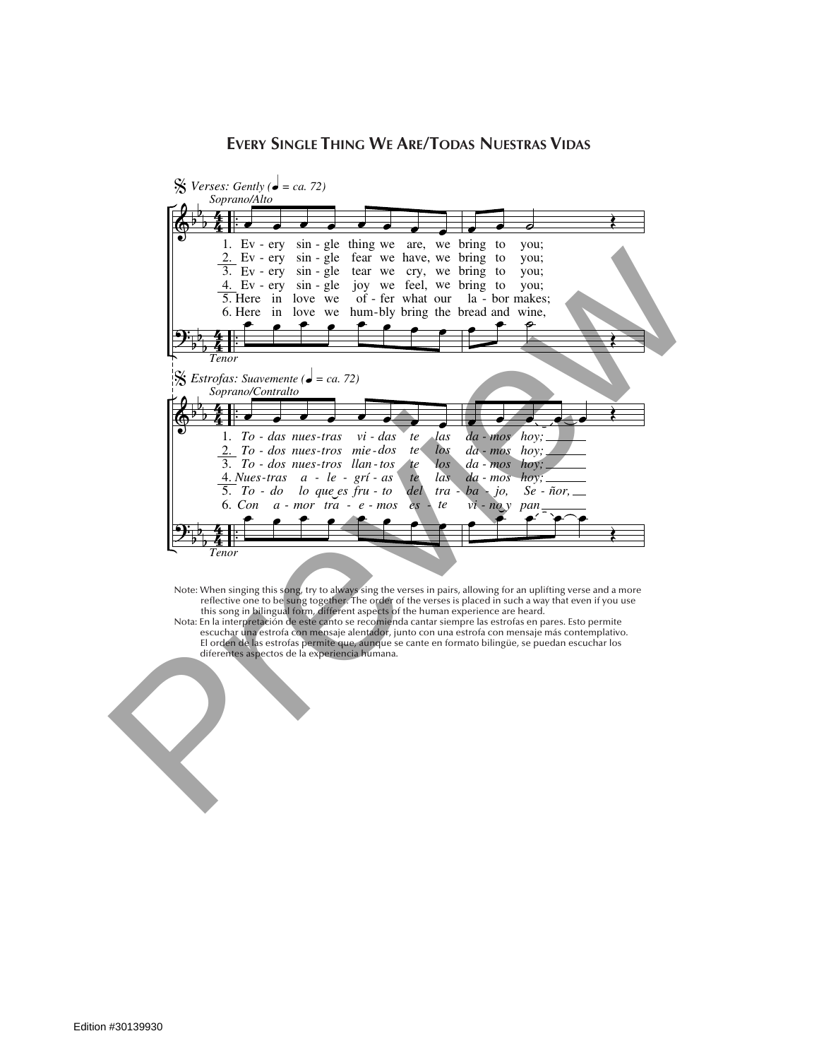# Every Single Thing We Are/Todas Nuestras Vidas

*Verses: Gently (♩ = ca. 72)*

Soprano/Alto

1. Ev - ery sin - gle thing we are, we bring to you;
2. Ev - ery sin - gle fear we have, we bring to you;
3. Ev - ery sin - gle tear we cry, we bring to you;
4. Ev - ery sin - gle joy we feel, we bring to you;
5. Here in love we of - fer what our la - bor makes;
6. Here in love we hum - bly bring the bread and wine,

Tenor

*Estrofas: Suavemente (♩ = ca. 72)*

Soprano/Contralto

1. *To - das nues - tras vi - das te las da - mos hoy;*
2. *To - dos nues - tros mie - dos te los da - mos hoy;*
3. *To - dos nues - tros llan - tos te los da - mos hoy;*
4. *Nues - tras a - le - grí - as te las da - mos hoy;*
5. *To - do lo que es fru - to del tra - ba - jo, Se - ñor,*
6. *Con a - mor tra - e - mos es - te vi - no y pan*

Tenor

Note: When singing this song, try to always sing the verses in pairs, allowing for an uplifting verse and a more reflective one to be sung together. The order of the verses is placed in such a way that even if you use this song in bilingual form, different aspects of the human experience are heard.

Nota: En la interpretación de este canto se recomienda cantar siempre las estrofas en pares. Esto permite escuchar una estrofa con mensaje alentador, junto con una estrofa con mensaje más contemplativo. El orden de las estrofas permite que, aunque se cante en formato bilingüe, se puedan escuchar los diferentes aspectos de la experiencia humana.

Edition #30139930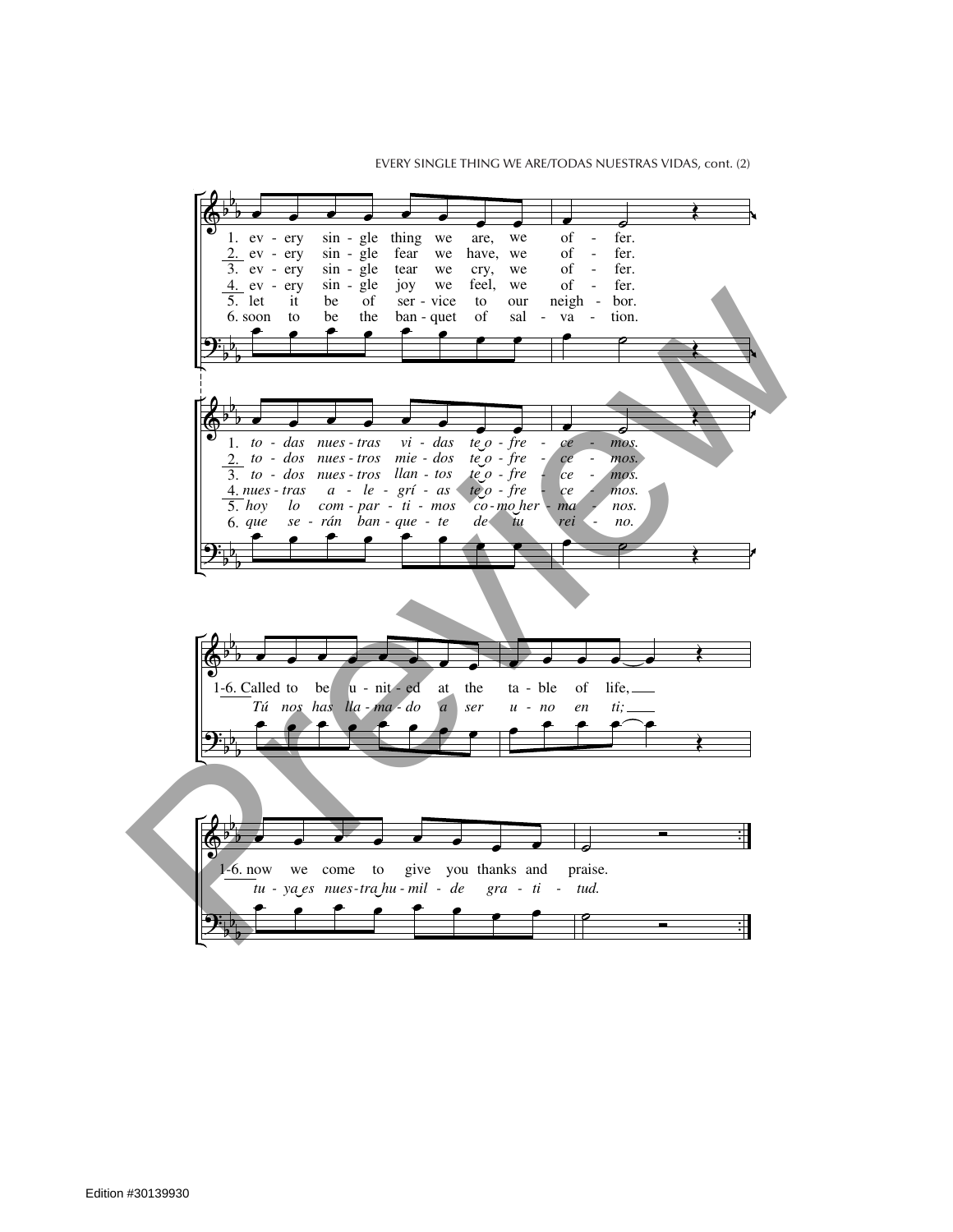1. every single thing we are, we offer.
2. every single fear we have, we offer.
3. every single tear we cry, we offer.
4. every single joy we feel, we offer.
5. let it be of service to our neighbor.
6. soon to be the banquet of salvation.

1. *todas nuestras vidas te ofrecemos.*
2. *todos nuestros miedos te ofrecemos.*
3. *todos nuestros llantos te ofrecemos.*
4. *nuestras alegrías te ofrecemos.*
5. *hoy lo compartimos como hermanos.*
6. *que serán banquete de tu reino.*

1-6. Called to be united at the table of life,
*Tú nos has llamado a ser uno en ti;*

1-6. now we come to give you thanks and praise.
*tu ya es nuestra humilde gratitud.*

Edition #30139930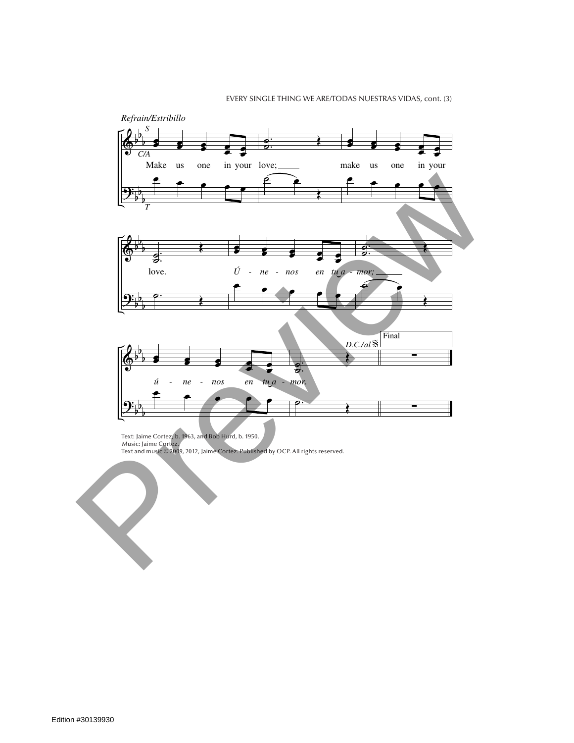*Refrain/Estribillo*

Make us one in your love; make us one in your love. *Ú - ne - nos en tu a - mor; ú - ne - nos en tu a - mor.*

*D.C./al* 𝄋

Final

Text: Jaime Cortez, b. 1963, and Bob Hurd, b. 1950.
Music: Jaime Cortez.
Text and music © 2009, 2012, Jaime Cortez. Published by OCP. All rights reserved.

Edition #30139930